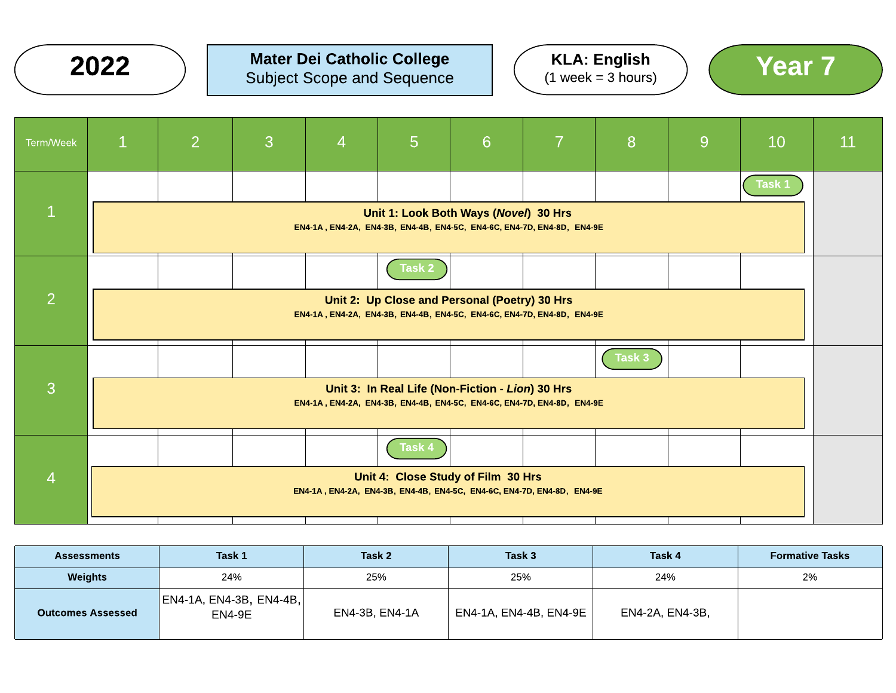**2022**

**Mater Dei Catholic College**
Subject Scope and Sequence

**KLA: English**
(1 week = 3 hours)

**Year 7**

| Term/Week | 1 | 2 | 3 | 4 | 5 | 6 | 7 | 8 | 9 | 10 | 11 |
|---|---|---|---|---|---|---|---|---|---|---|---|
| 1 | | | | | | | | | | Task 1 | |
| | **Unit 1: Look Both Ways (*Novel*) 30 Hrs** EN4-1A , EN4-2A, EN4-3B, EN4-4B, EN4-5C, EN4-6C, EN4-7D, EN4-8D, EN4-9E | | | | | | | | | | |
| 2 | | | | | Task 2 | | | | | | |
| | **Unit 2: Up Close and Personal (Poetry) 30 Hrs** EN4-1A , EN4-2A, EN4-3B, EN4-4B, EN4-5C, EN4-6C, EN4-7D, EN4-8D, EN4-9E | | | | | | | | | | |
| 3 | | | | | | | | Task 3 | | | |
| | **Unit 3: In Real Life (Non-Fiction - *Lion*) 30 Hrs** EN4-1A , EN4-2A, EN4-3B, EN4-4B, EN4-5C, EN4-6C, EN4-7D, EN4-8D, EN4-9E | | | | | | | | | | |
| 4 | | | | | Task 4 | | | | | | |
| | **Unit 4: Close Study of Film 30 Hrs** EN4-1A , EN4-2A, EN4-3B, EN4-4B, EN4-5C, EN4-6C, EN4-7D, EN4-8D, EN4-9E | | | | | | | | | | |

| Assessments | Task 1 | Task 2 | Task 3 | Task 4 | Formative Tasks |
|---|---|---|---|---|---|
| **Weights** | 24% | 25% | 25% | 24% | 2% |
| **Outcomes Assessed** | EN4-1A, EN4-3B, EN4-4B, EN4-9E | EN4-3B, EN4-1A | EN4-1A, EN4-4B, EN4-9E | EN4-2A, EN4-3B, | |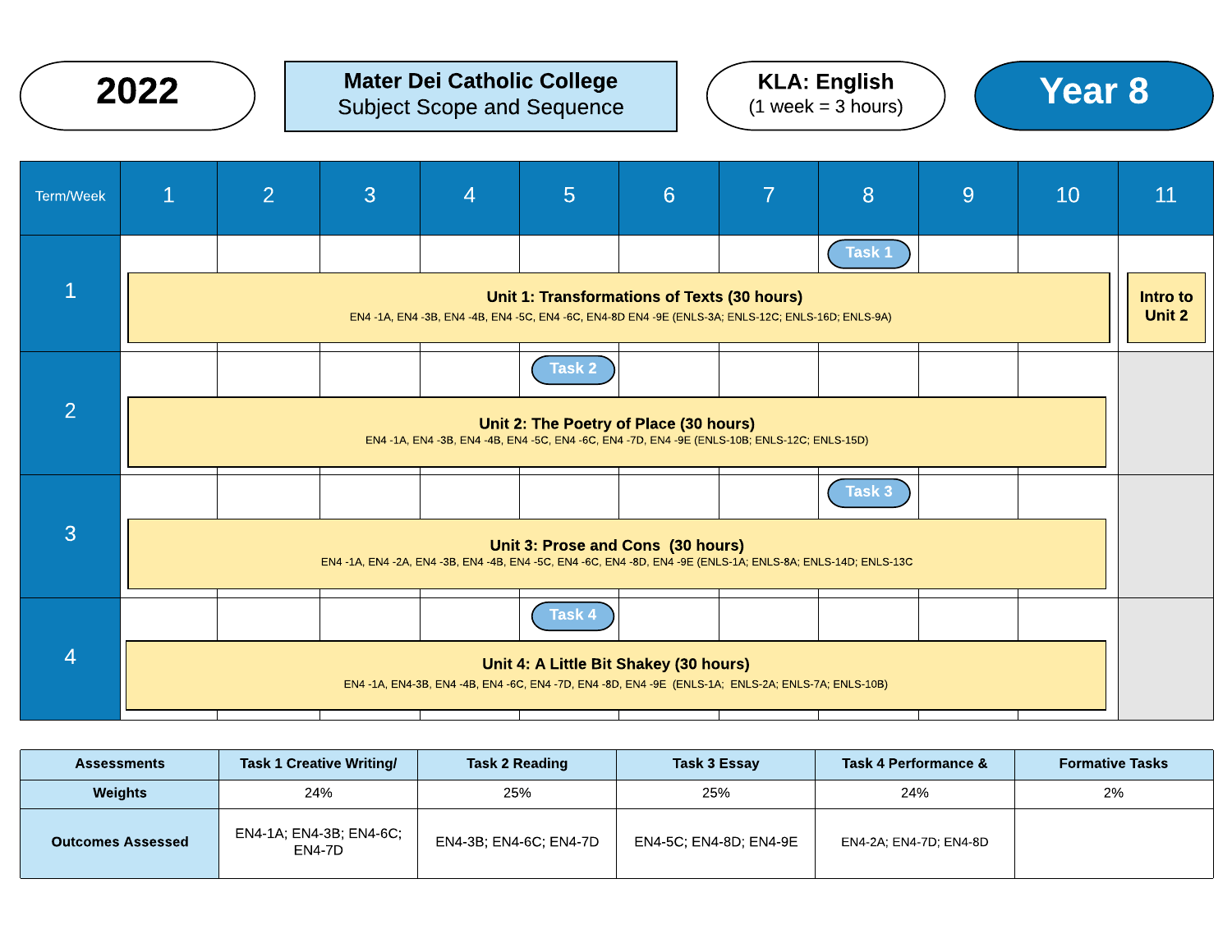**2022**

**Mater Dei Catholic College**
Subject Scope and Sequence

**KLA: English**
(1 week = 3 hours)

**Year 8**

| Term/Week | 1 | 2 | 3 | 4 | 5 | 6 | 7 | 8 | 9 | 10 | 11 |
|---|---|---|---|---|---|---|---|---|---|---|---|
| 1 | | | | | | | | Task 1 | | | |
| | **Unit 1: Transformations of Texts (30 hours)** EN4 -1A, EN4 -3B, EN4 -4B, EN4 -5C, EN4 -6C, EN4-8D EN4 -9E (ENLS-3A; ENLS-12C; ENLS-16D; ENLS-9A) | | | | | | | | | | **Intro to Unit 2** |
| 2 | | | | | Task 2 | | | | | | |
| | **Unit 2: The Poetry of Place (30 hours)** EN4 -1A, EN4 -3B, EN4 -4B, EN4 -5C, EN4 -6C, EN4 -7D, EN4 -9E (ENLS-10B; ENLS-12C; ENLS-15D) | | | | | | | | | | |
| 3 | | | | | | | | Task 3 | | | |
| | **Unit 3: Prose and Cons (30 hours)** EN4 -1A, EN4 -2A, EN4 -3B, EN4 -4B, EN4 -5C, EN4 -6C, EN4 -8D, EN4 -9E (ENLS-1A; ENLS-8A; ENLS-14D; ENLS-13C | | | | | | | | | | |
| 4 | | | | | Task 4 | | | | | | |
| | **Unit 4: A Little Bit Shakey (30 hours)** EN4 -1A, EN4-3B, EN4 -4B, EN4 -6C, EN4 -7D, EN4 -8D, EN4 -9E (ENLS-1A; ENLS-2A; ENLS-7A; ENLS-10B) | | | | | | | | | | |

| Assessments | Task 1 Creative Writing/ | Task 2 Reading | Task 3 Essay | Task 4 Performance & | Formative Tasks |
|---|---|---|---|---|---|
| **Weights** | 24% | 25% | 25% | 24% | 2% |
| **Outcomes Assessed** | EN4-1A; EN4-3B; EN4-6C; EN4-7D | EN4-3B; EN4-6C; EN4-7D | EN4-5C; EN4-8D; EN4-9E | EN4-2A; EN4-7D; EN4-8D | |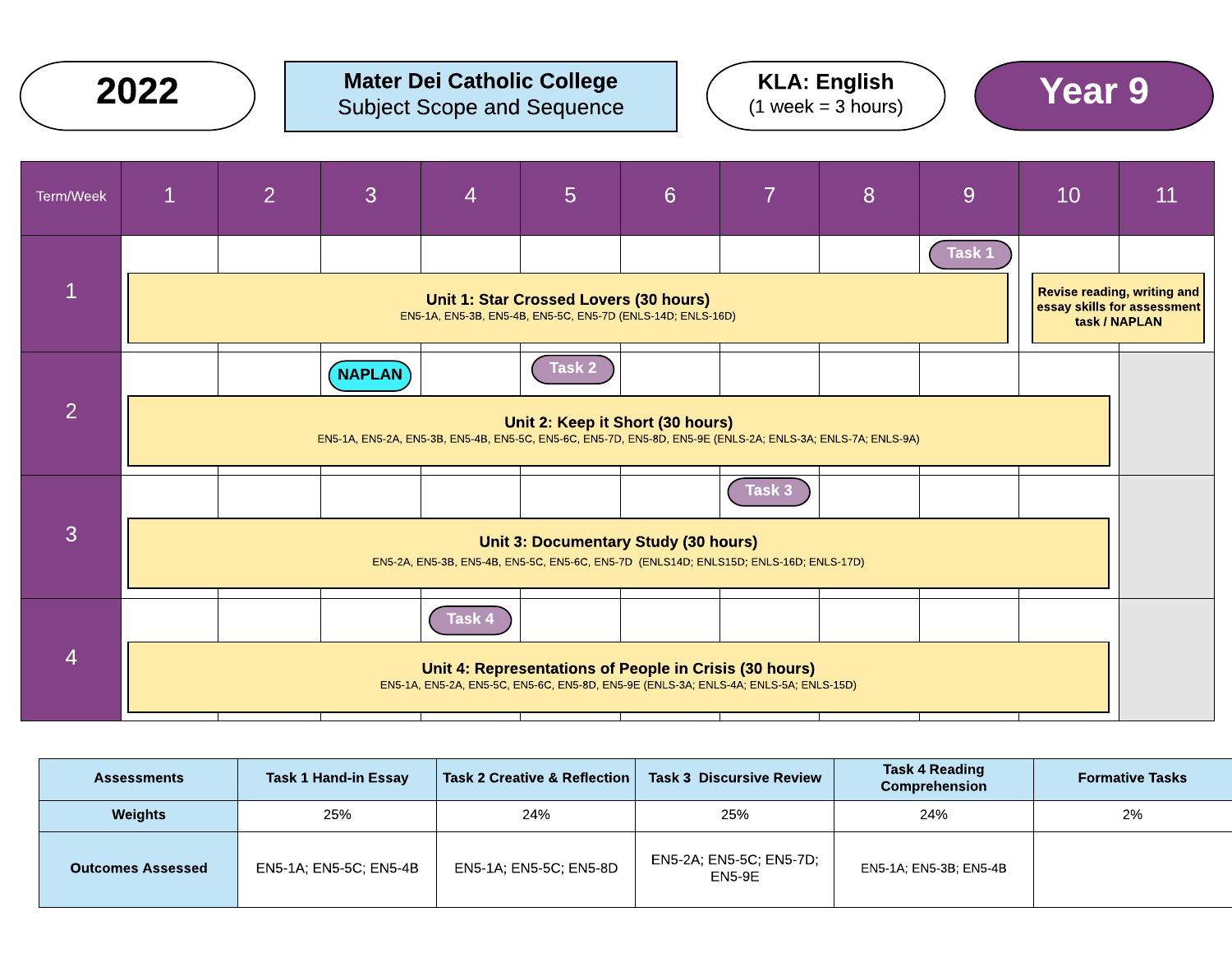| 2022 | **Mater Dei Catholic College** Subject Scope and Sequence | **KLA: English** (1 week = 3 hours) | **Year 9** |
|---|---|---|---|

| Term/Week | 1 | 2 | 3 | 4 | 5 | 6 | 7 | 8 | 9 | 10 | 11 |
|---|---|---|---|---|---|---|---|---|---|---|---|
| 1 | | | | | | | | | Task 1 | | |
| | **Unit 1: Star Crossed Lovers (30 hours)** EN5-1A, EN5-3B, EN5-4B, EN5-5C, EN5-7D (ENLS-14D; ENLS-16D) | | | | | | | | | **Revise reading, writing and essay skills for assessment task / NAPLAN** | |
| 2 | | | NAPLAN | | Task 2 | | | | | | |
| | **Unit 2: Keep it Short (30 hours)** EN5-1A, EN5-2A, EN5-3B, EN5-4B, EN5-5C, EN5-6C, EN5-7D, EN5-8D, EN5-9E (ENLS-2A; ENLS-3A; ENLS-7A; ENLS-9A) | | | | | | | | | | |
| 3 | | | | | | | Task 3 | | | | |
| | **Unit 3: Documentary Study (30 hours)** EN5-2A, EN5-3B, EN5-4B, EN5-5C, EN5-6C, EN5-7D (ENLS14D; ENLS15D; ENLS-16D; ENLS-17D) | | | | | | | | | | |
| 4 | | | | Task 4 | | | | | | | |
| | **Unit 4: Representations of People in Crisis (30 hours)** EN5-1A, EN5-2A, EN5-5C, EN5-6C, EN5-8D, EN5-9E (ENLS-3A; ENLS-4A; ENLS-5A; ENLS-15D) | | | | | | | | | | |

| Assessments | Task 1 Hand-in Essay | Task 2 Creative & Reflection | Task 3 Discursive Review | Task 4 Reading Comprehension | Formative Tasks |
|---|---|---|---|---|---|
| **Weights** | 25% | 24% | 25% | 24% | 2% |
| **Outcomes Assessed** | EN5-1A; EN5-5C; EN5-4B | EN5-1A; EN5-5C; EN5-8D | EN5-2A; EN5-5C; EN5-7D; EN5-9E | EN5-1A; EN5-3B; EN5-4B | |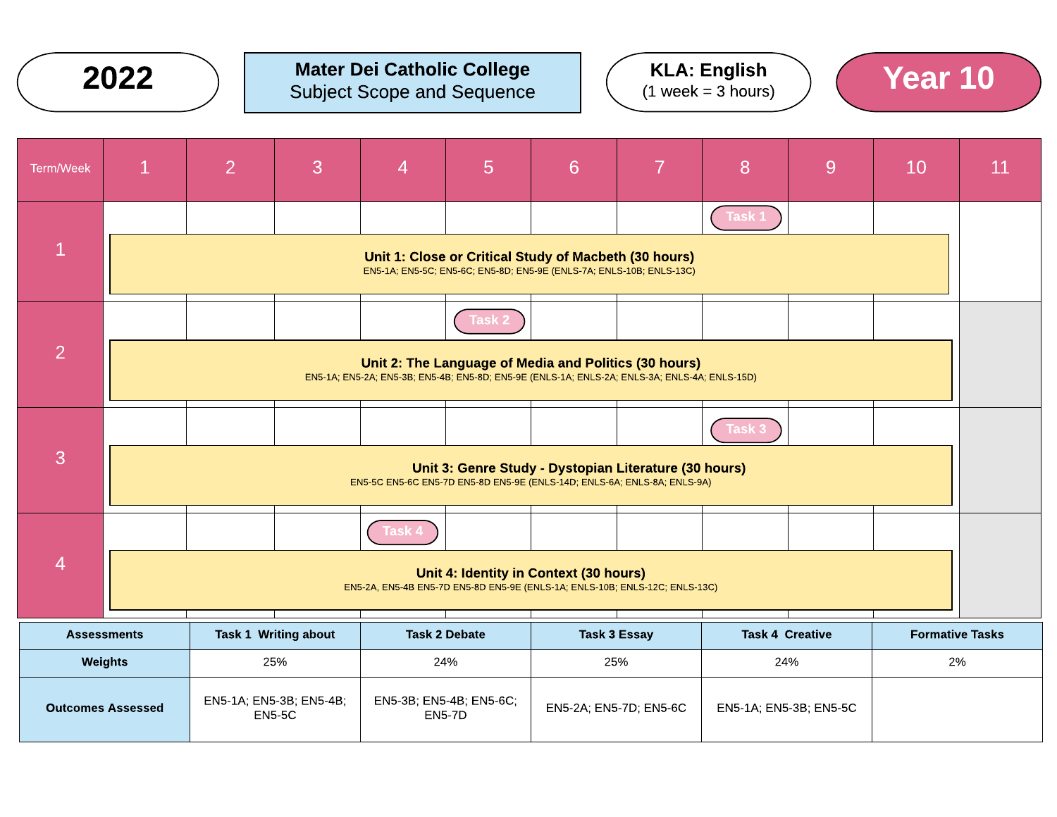**2022**

**Mater Dei Catholic College**
Subject Scope and Sequence

**KLA: English**
(1 week = 3 hours)

# Year 10

| Term/Week | 1 | 2 | 3 | 4 | 5 | 6 | 7 | 8 | 9 | 10 | 11 |
|---|---|---|---|---|---|---|---|---|---|---|---|
| 1 | **Unit 1: Close or Critical Study of Macbeth (30 hours)** EN5-1A; EN5-5C; EN5-6C; EN5-8D; EN5-9E (ENLS-7A; ENLS-10B; ENLS-13C) | | | | | | | Task 1 | | | |
| 2 | **Unit 2: The Language of Media and Politics (30 hours)** EN5-1A; EN5-2A; EN5-3B; EN5-4B; EN5-8D; EN5-9E (ENLS-1A; ENLS-2A; ENLS-3A; ENLS-4A; ENLS-15D) | | | | Task 2 | | | | | | |
| 3 | **Unit 3: Genre Study - Dystopian Literature (30 hours)** EN5-5C EN5-6C EN5-7D EN5-8D EN5-9E (ENLS-14D; ENLS-6A; ENLS-8A; ENLS-9A) | | | | | | | Task 3 | | | |
| 4 | **Unit 4: Identity in Context (30 hours)** EN5-2A, EN5-4B EN5-7D EN5-8D EN5-9E (ENLS-1A; ENLS-10B; ENLS-12C; ENLS-13C) | | | Task 4 | | | | | | | |

| Assessments | Task 1 Writing about | Task 2 Debate | Task 3 Essay | Task 4 Creative | Formative Tasks |
|---|---|---|---|---|---|
| Weights | 25% | 24% | 25% | 24% | 2% |
| Outcomes Assessed | EN5-1A; EN5-3B; EN5-4B; EN5-5C | EN5-3B; EN5-4B; EN5-6C; EN5-7D | EN5-2A; EN5-7D; EN5-6C | EN5-1A; EN5-3B; EN5-5C | |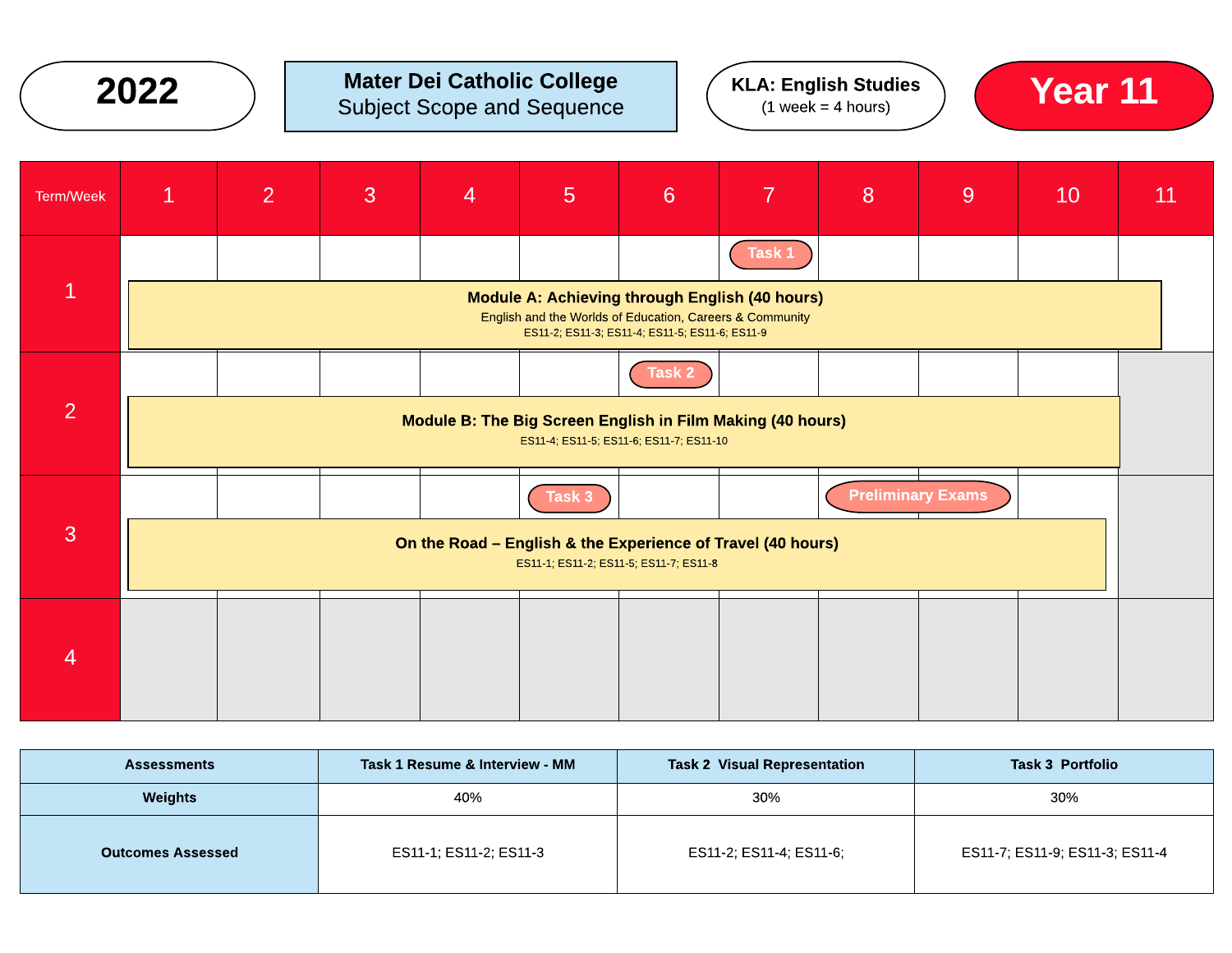**2022**

**Mater Dei Catholic College**
Subject Scope and Sequence

**KLA: English Studies**
(1 week = 4 hours)

**Year 11**

| Term/Week | 1 | 2 | 3 | 4 | 5 | 6 | 7 | 8 | 9 | 10 | 11 |
|---|---|---|---|---|---|---|---|---|---|---|---|
| 1 | | | | | | | Task 1 | | | | |
| | **Module A: Achieving through English (40 hours)** English and the Worlds of Education, Careers & Community ES11-2; ES11-3; ES11-4; ES11-5; ES11-6; ES11-9 | | | | | | | | | | |
| 2 | | | | | | Task 2 | | | | | |
| | **Module B: The Big Screen English in Film Making (40 hours)** ES11-4; ES11-5; ES11-6; ES11-7; ES11-10 | | | | | | | | | | |
| 3 | | | | | Task 3 | | | Preliminary Exams | | | |
| | **On the Road – English & the Experience of Travel (40 hours)** ES11-1; ES11-2; ES11-5; ES11-7; ES11-8 | | | | | | | | | | |
| 4 | | | | | | | | | | | |

| Assessments | Task 1 Resume & Interview - MM | Task 2 Visual Representation | Task 3 Portfolio |
|---|---|---|---|
| **Weights** | 40% | 30% | 30% |
| **Outcomes Assessed** | ES11-1; ES11-2; ES11-3 | ES11-2; ES11-4; ES11-6; | ES11-7; ES11-9; ES11-3; ES11-4 |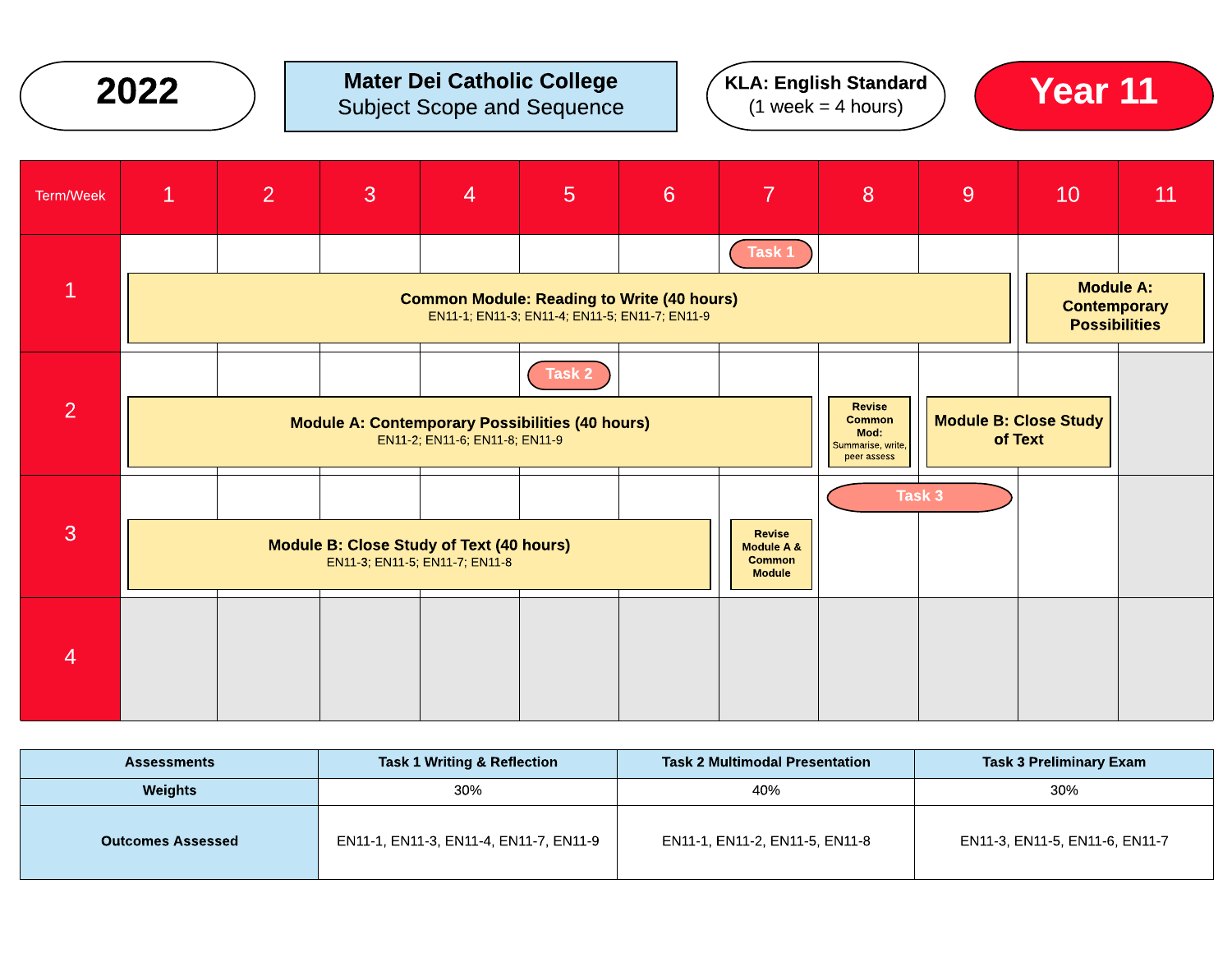**2022**

**Mater Dei Catholic College**
Subject Scope and Sequence

**KLA: English Standard**
(1 week = 4 hours)

**Year 11**

| Term/Week | 1 | 2 | 3 | 4 | 5 | 6 | 7 | 8 | 9 | 10 | 11 |
|---|---|---|---|---|---|---|---|---|---|---|---|
| 1 | **Common Module: Reading to Write (40 hours)** EN11-1; EN11-3; EN11-4; EN11-5; EN11-7; EN11-9 | | | | | | Task 1 | | | **Module A: Contemporary Possibilities** | |
| 2 | **Module A: Contemporary Possibilities (40 hours)** EN11-2; EN11-6; EN11-8; EN11-9 | | | | Task 2 | | | **Revise Common Mod:** Summarise, write, peer assess | **Module B: Close Study of Text** | | |
| 3 | **Module B: Close Study of Text (40 hours)** EN11-3; EN11-5; EN11-7; EN11-8 | | | | | | **Revise Module A & Common Module** | Task 3 | | | |
| 4 | | | | | | | | | | | |

| Assessments | Task 1 Writing & Reflection | Task 2 Multimodal Presentation | Task 3 Preliminary Exam |
|---|---|---|---|
| **Weights** | 30% | 40% | 30% |
| **Outcomes Assessed** | EN11-1, EN11-3, EN11-4, EN11-7, EN11-9 | EN11-1, EN11-2, EN11-5, EN11-8 | EN11-3, EN11-5, EN11-6, EN11-7 |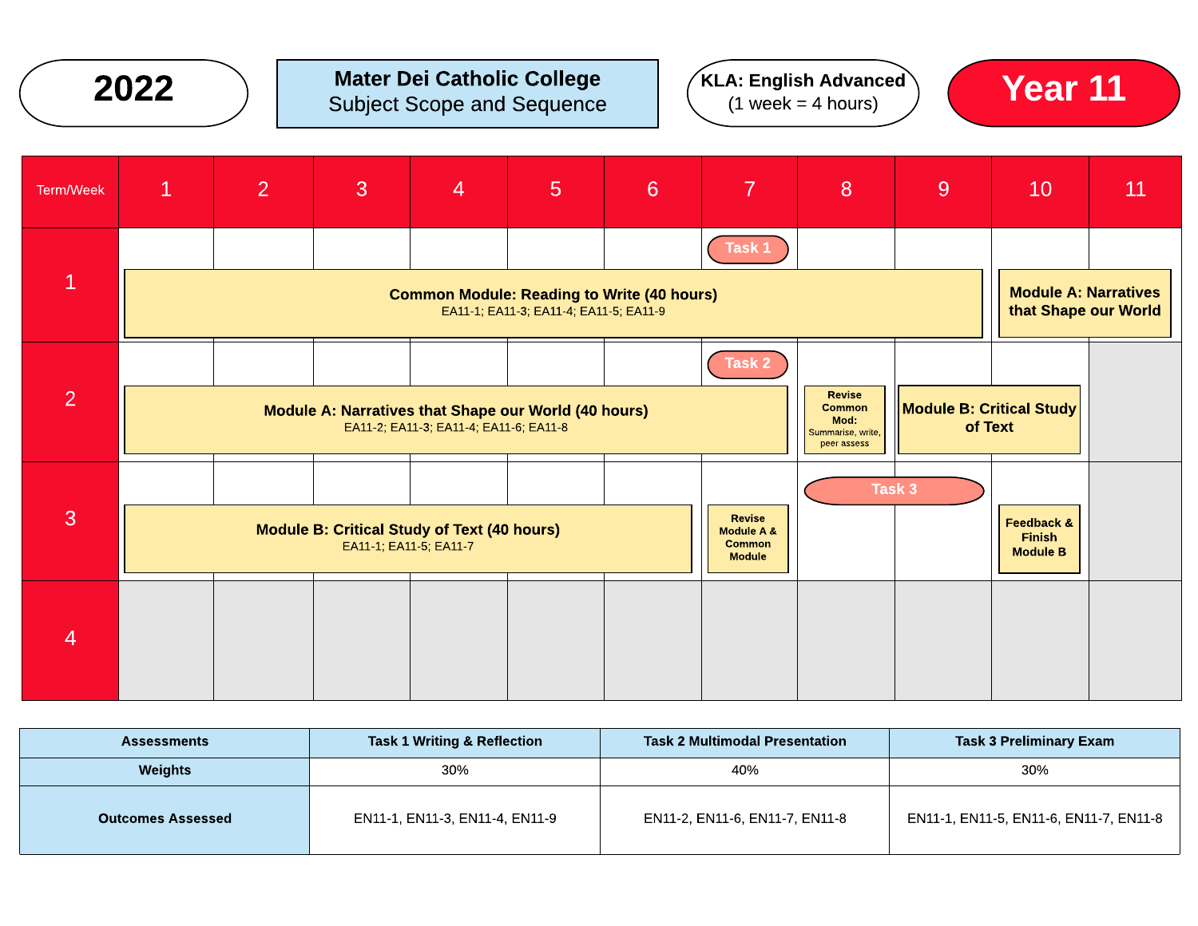**2022**

**Mater Dei Catholic College**
Subject Scope and Sequence

**KLA: English Advanced**
(1 week = 4 hours)

**Year 11**

| Term/Week | 1 | 2 | 3 | 4 | 5 | 6 | 7 | 8 | 9 | 10 | 11 |
|---|---|---|---|---|---|---|---|---|---|---|---|
| 1 | **Common Module: Reading to Write (40 hours)** EA11-1; EA11-3; EA11-4; EA11-5; EA11-9 | | | | | | Task 1 | | | **Module A: Narratives that Shape our World** | |
| 2 | **Module A: Narratives that Shape our World (40 hours)** EA11-2; EA11-3; EA11-4; EA11-6; EA11-8 | | | | | | Task 2 | Revise Common Mod: Summarise, write, peer assess | **Module B: Critical Study of Text** | | |
| 3 | **Module B: Critical Study of Text (40 hours)** EA11-1; EA11-5; EA11-7 | | | | | | Revise Module A & Common Module | Task 3 | | Feedback & Finish Module B | |
| 4 | | | | | | | | | | | |

| Assessments | Task 1 Writing & Reflection | Task 2 Multimodal Presentation | Task 3 Preliminary Exam |
|---|---|---|---|
| **Weights** | 30% | 40% | 30% |
| **Outcomes Assessed** | EN11-1, EN11-3, EN11-4, EN11-9 | EN11-2, EN11-6, EN11-7, EN11-8 | EN11-1, EN11-5, EN11-6, EN11-7, EN11-8 |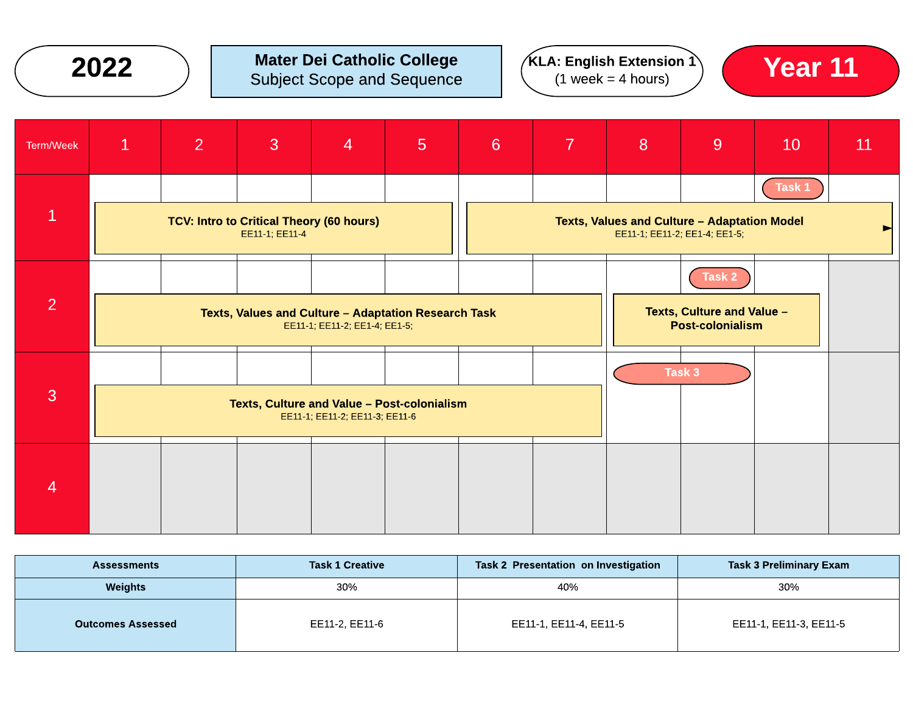**2022**

**Mater Dei Catholic College**
Subject Scope and Sequence

**KLA: English Extension 1**
(1 week = 4 hours)

**Year 11**

| Term/Week | 1 | 2 | 3 | 4 | 5 | 6 | 7 | 8 | 9 | 10 | 11 |
|---|---|---|---|---|---|---|---|---|---|---|---|
| 1 | **TCV: Intro to Critical Theory (60 hours)** EE11-1; EE11-4 | | | | | **Texts, Values and Culture – Adaptation Model** EE11-1; EE11-2; EE1-4; EE1-5; | | | | Task 1 | |
| 2 | **Texts, Values and Culture – Adaptation Research Task** EE11-1; EE11-2; EE1-4; EE1-5; | | | | | | | **Texts, Culture and Value – Post-colonialism** | Task 2 | | |
| 3 | **Texts, Culture and Value – Post-colonialism** EE11-1; EE11-2; EE11-3; EE11-6 | | | | | | | Task 3 | | | |
| 4 | | | | | | | | | | | |

| Assessments | Task 1 Creative | Task 2 Presentation on Investigation | Task 3 Preliminary Exam |
|---|---|---|---|
| **Weights** | 30% | 40% | 30% |
| **Outcomes Assessed** | EE11-2, EE11-6 | EE11-1, EE11-4, EE11-5 | EE11-1, EE11-3, EE11-5 |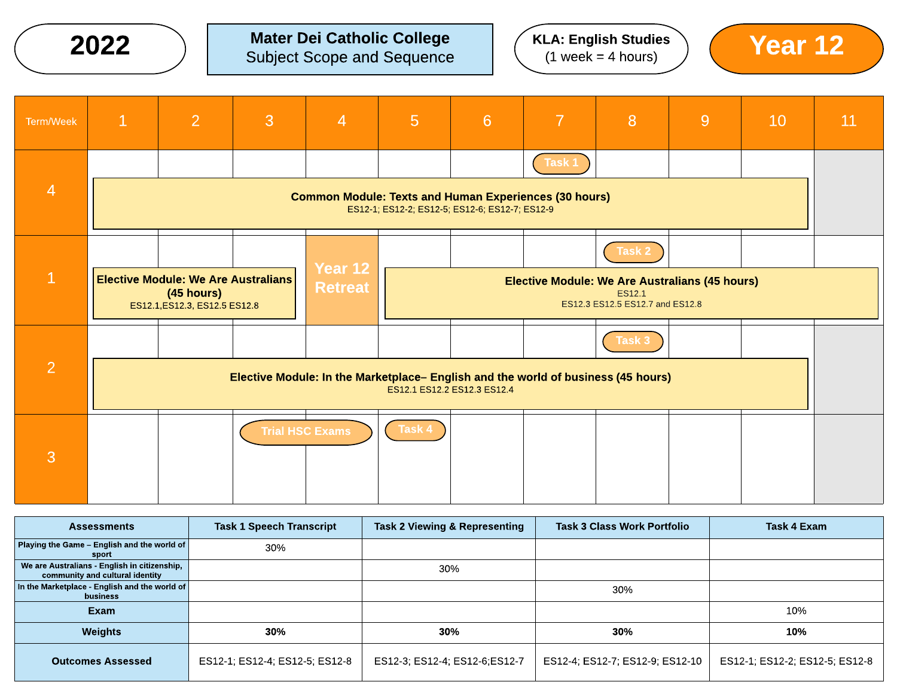**2022**

**Mater Dei Catholic College**
Subject Scope and Sequence

**KLA: English Studies**
(1 week = 4 hours)

**Year 12**

| Term/Week | 1 | 2 | 3 | 4 | 5 | 6 | 7 | 8 | 9 | 10 | 11 |
|---|---|---|---|---|---|---|---|---|---|---|---|
| 4 | **Common Module: Texts and Human Experiences (30 hours)** ES12-1; ES12-2; ES12-5; ES12-6; ES12-7; ES12-9 | | | | | | Task 1 | | | | |
| 1 | **Elective Module: We Are Australians (45 hours)** ES12.1,ES12.3, ES12.5 ES12.8 | | | Year 12 Retreat | **Elective Module: We Are Australians (45 hours)** ES12.1 ES12.3 ES12.5 ES12.7 and ES12.8 | | | Task 2 | | | |
| 2 | **Elective Module: In the Marketplace– English and the world of business (45 hours)** ES12.1 ES12.2 ES12.3 ES12.4 | | | | | | | Task 3 | | | |
| 3 | | | Trial HSC Exams | Trial HSC Exams | Task 4 | | | | | | |

| Assessments | Task 1 Speech Transcript | Task 2 Viewing & Representing | Task 3 Class Work Portfolio | Task 4 Exam |
|---|---|---|---|---|
| Playing the Game – English and the world of sport | 30% | | | |
| We are Australians - English in citizenship, community and cultural identity | | 30% | | |
| In the Marketplace - English and the world of business | | | 30% | |
| Exam | | | | 10% |
| **Weights** | **30%** | **30%** | **30%** | **10%** |
| **Outcomes Assessed** | ES12-1; ES12-4; ES12-5; ES12-8 | ES12-3; ES12-4; ES12-6;ES12-7 | ES12-4; ES12-7; ES12-9; ES12-10 | ES12-1; ES12-2; ES12-5; ES12-8 |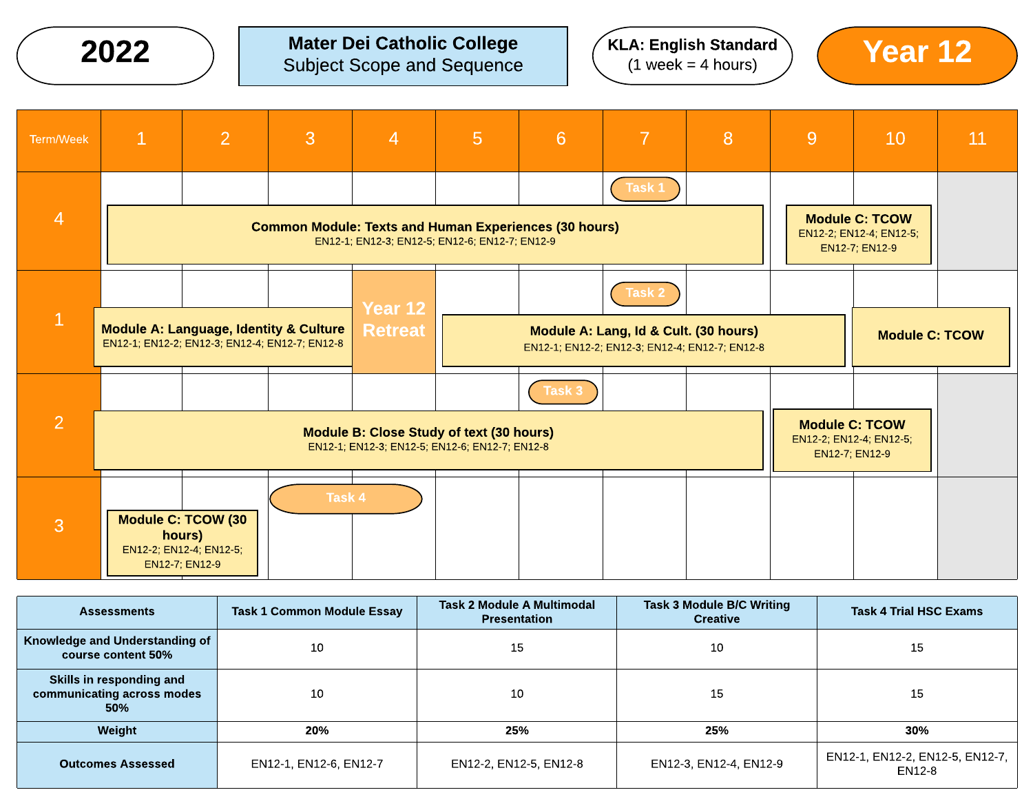**2022**

**Mater Dei Catholic College**
Subject Scope and Sequence

**KLA: English Standard**
(1 week = 4 hours)

**Year 12**

| Term/Week | 1 | 2 | 3 | 4 | 5 | 6 | 7 | 8 | 9 | 10 | 11 |
|---|---|---|---|---|---|---|---|---|---|---|---|
| 4 | **Common Module: Texts and Human Experiences (30 hours)** EN12-1; EN12-3; EN12-5; EN12-6; EN12-7; EN12-9 | | | | | | Task 1 | | **Module C: TCOW** EN12-2; EN12-4; EN12-5; EN12-7; EN12-9 | | |
| 1 | **Module A: Language, Identity & Culture** EN12-1; EN12-2; EN12-3; EN12-4; EN12-7; EN12-8 | | | **Year 12 Retreat** | **Module A: Lang, Id & Cult. (30 hours)** EN12-1; EN12-2; EN12-3; EN12-4; EN12-7; EN12-8 | | Task 2 | | | **Module C: TCOW** | |
| 2 | **Module B: Close Study of text (30 hours)** EN12-1; EN12-3; EN12-5; EN12-6; EN12-7; EN12-8 | | | | | Task 3 | | | **Module C: TCOW** EN12-2; EN12-4; EN12-5; EN12-7; EN12-9 | | |
| 3 | **Module C: TCOW (30 hours)** EN12-2; EN12-4; EN12-5; EN12-7; EN12-9 | | Task 4 | | | | | | | | |

| Assessments | Task 1 Common Module Essay | Task 2 Module A Multimodal Presentation | Task 3 Module B/C Writing Creative | Task 4 Trial HSC Exams |
|---|---|---|---|---|
| Knowledge and Understanding of course content 50% | 10 | 15 | 10 | 15 |
| Skills in responding and communicating across modes 50% | 10 | 10 | 15 | 15 |
| Weight | **20%** | **25%** | **25%** | **30%** |
| Outcomes Assessed | EN12-1, EN12-6, EN12-7 | EN12-2, EN12-5, EN12-8 | EN12-3, EN12-4, EN12-9 | EN12-1, EN12-2, EN12-5, EN12-7, EN12-8 |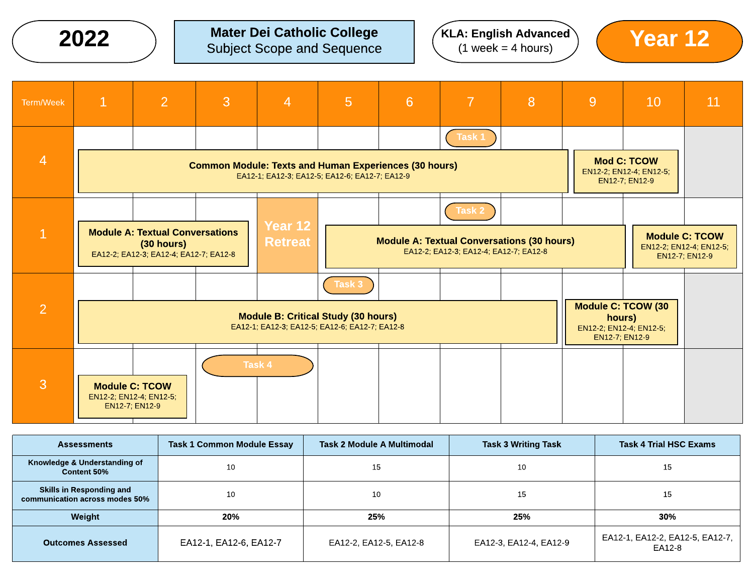**2022**

**Mater Dei Catholic College**
Subject Scope and Sequence

**KLA: English Advanced**
(1 week = 4 hours)

**Year 12**

| Term/Week | 1 | 2 | 3 | 4 | 5 | 6 | 7 | 8 | 9 | 10 | 11 |
|---|---|---|---|---|---|---|---|---|---|---|---|
| 4 | **Common Module: Texts and Human Experiences (30 hours)** EA12-1; EA12-3; EA12-5; EA12-6; EA12-7; EA12-9 | | | | | | Task 1 | | **Mod C: TCOW** EN12-2; EN12-4; EN12-5; EN12-7; EN12-9 | | |
| 1 | **Module A: Textual Conversations (30 hours)** EA12-2; EA12-3; EA12-4; EA12-7; EA12-8 | | | **Year 12 Retreat** | **Module A: Textual Conversations (30 hours)** EA12-2; EA12-3; EA12-4; EA12-7; EA12-8 | | Task 2 | | | **Module C: TCOW** EN12-2; EN12-4; EN12-5; EN12-7; EN12-9 | |
| 2 | **Module B: Critical Study (30 hours)** EA12-1; EA12-3; EA12-5; EA12-6; EA12-7; EA12-8 | | | | Task 3 | | | | **Module C: TCOW (30 hours)** EN12-2; EN12-4; EN12-5; EN12-7; EN12-9 | | |
| 3 | **Module C: TCOW** EN12-2; EN12-4; EN12-5; EN12-7; EN12-9 | | Task 4 | | | | | | | | |

| Assessments | Task 1 Common Module Essay | Task 2 Module A Multimodal | Task 3 Writing Task | Task 4 Trial HSC Exams |
|---|---|---|---|---|
| Knowledge & Understanding of Content 50% | 10 | 15 | 10 | 15 |
| Skills in Responding and communication across modes 50% | 10 | 10 | 15 | 15 |
| Weight | **20%** | **25%** | **25%** | **30%** |
| Outcomes Assessed | EA12-1, EA12-6, EA12-7 | EA12-2, EA12-5, EA12-8 | EA12-3, EA12-4, EA12-9 | EA12-1, EA12-2, EA12-5, EA12-7, EA12-8 |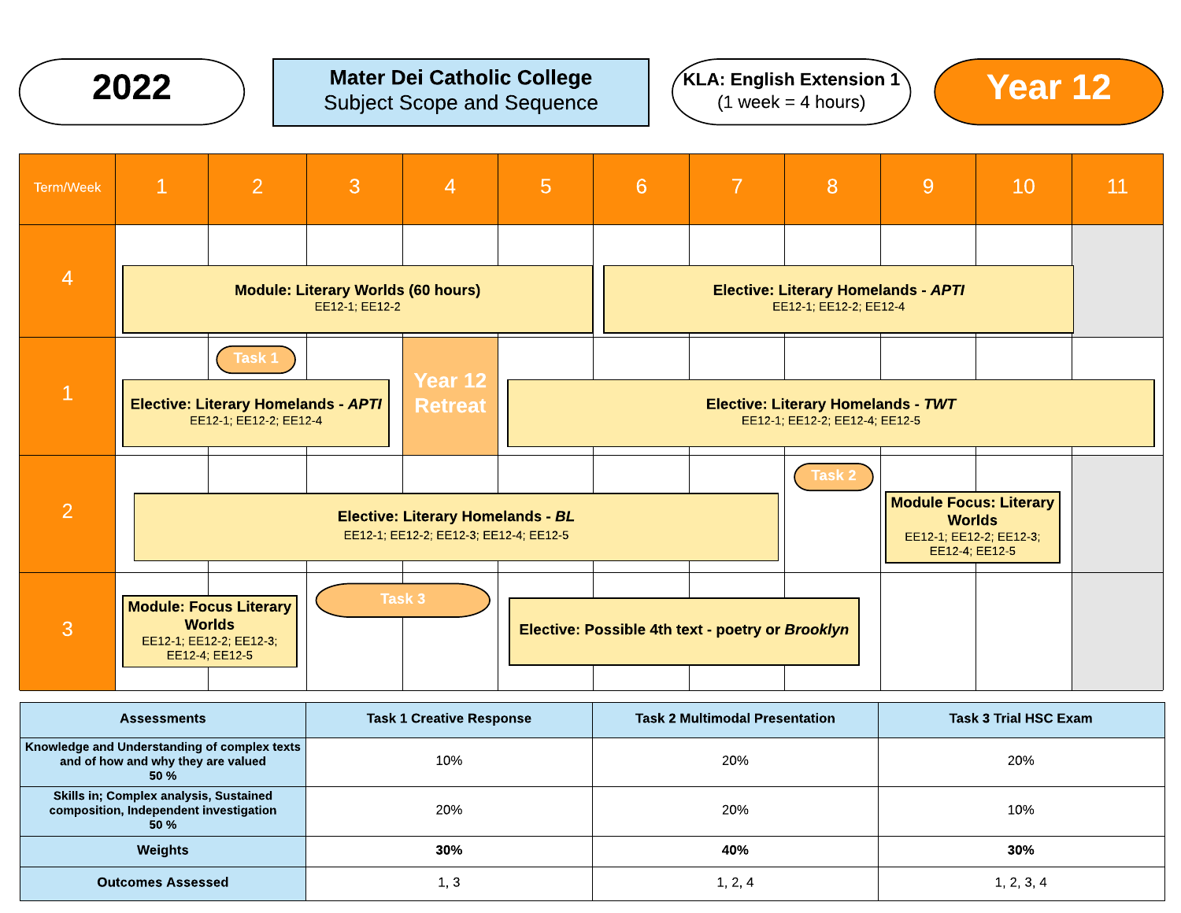**2022**

**Mater Dei Catholic College**
Subject Scope and Sequence

**KLA: English Extension 1**
(1 week = 4 hours)

**Year 12**

| Term/Week | 1 | 2 | 3 | 4 | 5 | 6 | 7 | 8 | 9 | 10 | 11 |
|---|---|---|---|---|---|---|---|---|---|---|---|
| 4 | **Module: Literary Worlds (60 hours)** EE12-1; EE12-2 | | | | | **Elective: Literary Homelands - *APTI*** EE12-1; EE12-2; EE12-4 | | | | | |
| 1 | **Elective: Literary Homelands - *APTI*** EE12-1; EE12-2; EE12-4 | Task 1 | | **Year 12 Retreat** | **Elective: Literary Homelands - *TWT*** EE12-1; EE12-2; EE12-4; EE12-5 | | | | | | |
| 2 | **Elective: Literary Homelands - *BL*** EE12-1; EE12-2; EE12-3; EE12-4; EE12-5 | | | | | | | Task 2 | **Module Focus: Literary Worlds** EE12-1; EE12-2; EE12-3; EE12-4; EE12-5 | | |
| 3 | **Module: Focus Literary Worlds** EE12-1; EE12-2; EE12-3; EE12-4; EE12-5 | | Task 3 | | **Elective: Possible 4th text - poetry or *Brooklyn*** | | | | | | |

| Assessments | Task 1 Creative Response | Task 2 Multimodal Presentation | Task 3 Trial HSC Exam |
|---|---|---|---|
| Knowledge and Understanding of complex texts and of how and why they are valued 50 % | 10% | 20% | 20% |
| Skills in; Complex analysis, Sustained composition, Independent investigation 50 % | 20% | 20% | 10% |
| Weights | **30%** | **40%** | **30%** |
| Outcomes Assessed | 1, 3 | 1, 2, 4 | 1, 2, 3, 4 |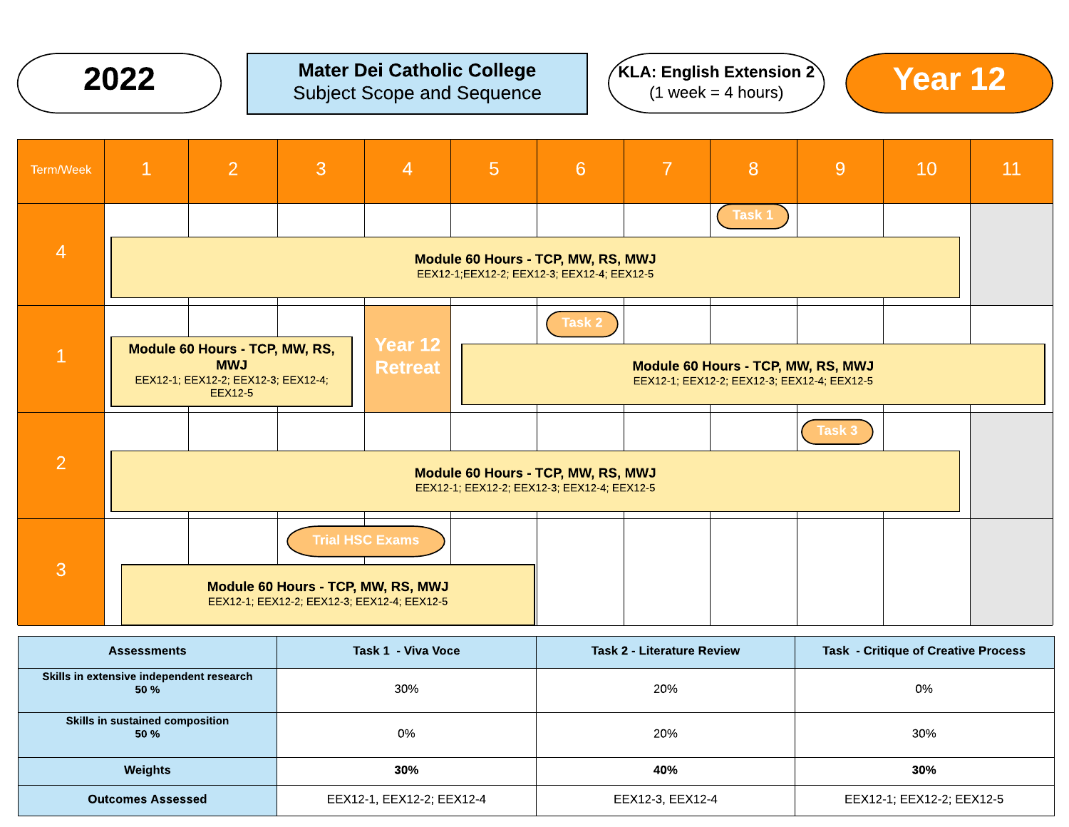**2022**

**Mater Dei Catholic College**
Subject Scope and Sequence

**KLA: English Extension 2**
(1 week = 4 hours)

**Year 12**

| Term/Week | 1 | 2 | 3 | 4 | 5 | 6 | 7 | 8 | 9 | 10 | 11 |
|---|---|---|---|---|---|---|---|---|---|---|---|
| 4 | **Module 60 Hours - TCP, MW, RS, MWJ** EEX12-1;EEX12-2; EEX12-3; EEX12-4; EEX12-5 | | | | | | | Task 1 | | | |
| 1 | **Module 60 Hours - TCP, MW, RS, MWJ** EEX12-1; EEX12-2; EEX12-3; EEX12-4; EEX12-5 | | | Year 12 Retreat | **Module 60 Hours - TCP, MW, RS, MWJ** EEX12-1; EEX12-2; EEX12-3; EEX12-4; EEX12-5 | Task 2 | | | | | |
| 2 | **Module 60 Hours - TCP, MW, RS, MWJ** EEX12-1; EEX12-2; EEX12-3; EEX12-4; EEX12-5 | | | | | | | | Task 3 | | |
| 3 | **Module 60 Hours - TCP, MW, RS, MWJ** EEX12-1; EEX12-2; EEX12-3; EEX12-4; EEX12-5 | | Trial HSC Exams | | | | | | | | |

| Assessments | Task 1 - Viva Voce | Task 2 - Literature Review | Task - Critique of Creative Process |
|---|---|---|---|
| **Skills in extensive independent research 50 %** | 30% | 20% | 0% |
| **Skills in sustained composition 50 %** | 0% | 20% | 30% |
| **Weights** | **30%** | **40%** | **30%** |
| **Outcomes Assessed** | EEX12-1, EEX12-2; EEX12-4 | EEX12-3, EEX12-4 | EEX12-1; EEX12-2; EEX12-5 |